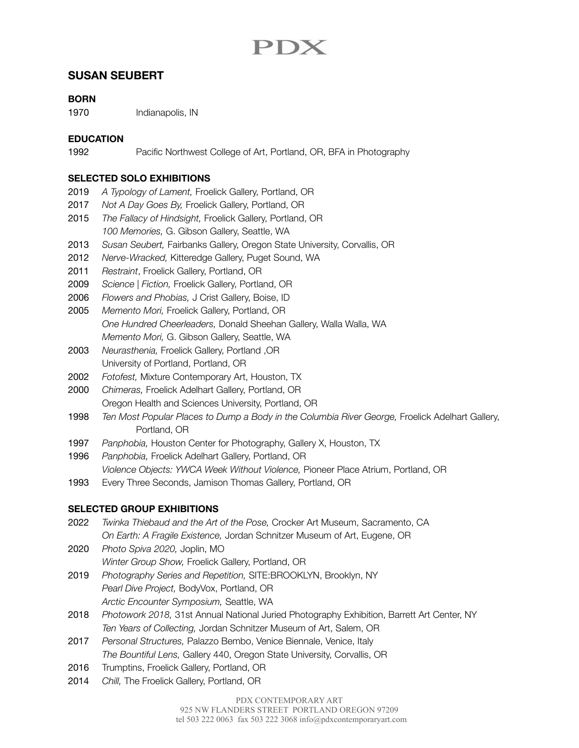# PDX

## SUSAN SEUBERT

### BORN

1970 Indianapolis, IN

### EDUCATION

1992 Pacific Northwest College of Art, Portland, OR, BFA in Photography

### SELECTED SOLO EXHIBITIONS

2019 *A Typology of Lament,* Froelick Gallery, Portland, OR

2017 *Not A Day Goes By,* Froelick Gallery, Portland, OR

2015 *The Fallacy of Hindsight,* Froelick Gallery, Portland, OR
*100 Memories,* G. Gibson Gallery, Seattle, WA

2013 *Susan Seubert,* Fairbanks Gallery, Oregon State University, Corvallis, OR

2012 *Nerve-Wracked,* Kitteredge Gallery, Puget Sound, WA

2011 *Restraint*, Froelick Gallery, Portland, OR

2009 *Science | Fiction,* Froelick Gallery, Portland, OR

2006 *Flowers and Phobias,* J Crist Gallery, Boise, ID

2005 *Memento Mori,* Froelick Gallery, Portland, OR
*One Hundred Cheerleaders,* Donald Sheehan Gallery, Walla Walla, WA
*Memento Mori,* G. Gibson Gallery, Seattle, WA

2003 *Neurasthenia,* Froelick Gallery, Portland ,OR
University of Portland, Portland, OR

2002 *Fotofest,* Mixture Contemporary Art, Houston, TX

2000 *Chimeras,* Froelick Adelhart Gallery, Portland, OR
Oregon Health and Sciences University, Portland, OR

1998 *Ten Most Popular Places to Dump a Body in the Columbia River George,* Froelick Adelhart Gallery, Portland, OR

1997 *Panphobia,* Houston Center for Photography, Gallery X, Houston, TX

1996 *Panphobia,* Froelick Adelhart Gallery, Portland, OR
*Violence Objects: YWCA Week Without Violence,* Pioneer Place Atrium, Portland, OR

1993 Every Three Seconds, Jamison Thomas Gallery, Portland, OR

### SELECTED GROUP EXHIBITIONS

2022 *Twinka Thiebaud and the Art of the Pose,* Crocker Art Museum, Sacramento, CA
*On Earth: A Fragile Existence,* Jordan Schnitzer Museum of Art, Eugene, OR

2020 *Photo Spiva 2020,* Joplin, MO
*Winter Group Show,* Froelick Gallery, Portland, OR

2019 *Photography Series and Repetition,* SITE:BROOKLYN, Brooklyn, NY
*Pearl Dive Project,* BodyVox, Portland, OR
*Arctic Encounter Symposium,* Seattle, WA

2018 *Photowork 2018,* 31st Annual National Juried Photography Exhibition, Barrett Art Center, NY
*Ten Years of Collecting,* Jordan Schnitzer Museum of Art, Salem, OR

2017 *Personal Structures,* Palazzo Bembo, Venice Biennale, Venice, Italy
*The Bountiful Lens,* Gallery 440, Oregon State University, Corvallis, OR

2016 Trumptins, Froelick Gallery, Portland, OR

2014 *Chill,* The Froelick Gallery, Portland, OR

PDX CONTEMPORARY ART
925 NW FLANDERS STREET PORTLAND OREGON 97209
tel 503 222 0063 fax 503 222 3068 info@pdxcontemporaryart.com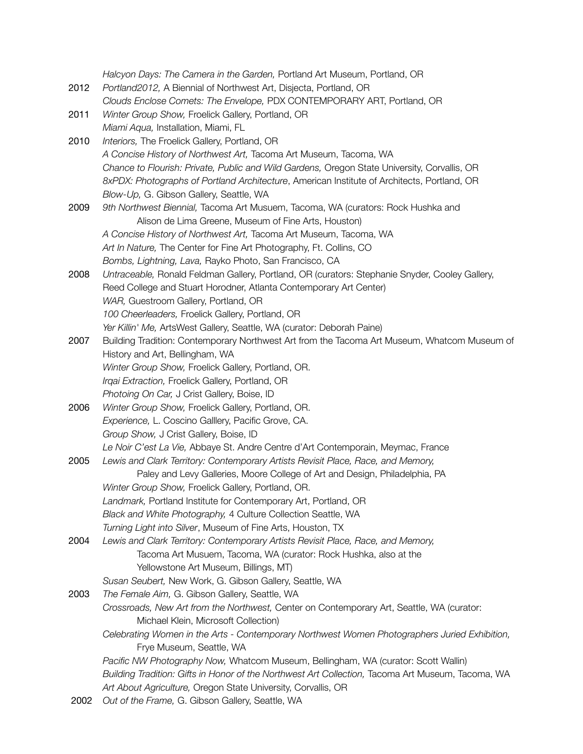*Halcyon Days: The Camera in the Garden,* Portland Art Museum, Portland, OR

2012 *Portland2012,* A Biennial of Northwest Art, Disjecta, Portland, OR
*Clouds Enclose Comets: The Envelope,* PDX CONTEMPORARY ART, Portland, OR

2011 *Winter Group Show,* Froelick Gallery, Portland, OR
*Miami Aqua,* Installation, Miami, FL

2010 *Interiors,* The Froelick Gallery, Portland, OR
*A Concise History of Northwest Art,* Tacoma Art Museum, Tacoma, WA
*Chance to Flourish: Private, Public and Wild Gardens,* Oregon State University, Corvallis, OR
*8xPDX: Photographs of Portland Architecture*, American Institute of Architects, Portland, OR
*Blow-Up,* G. Gibson Gallery, Seattle, WA

2009 *9th Northwest Biennial,* Tacoma Art Musuem, Tacoma, WA (curators: Rock Hushka and Alison de Lima Greene, Museum of Fine Arts, Houston)
*A Concise History of Northwest Art,* Tacoma Art Museum, Tacoma, WA
*Art In Nature,* The Center for Fine Art Photography, Ft. Collins, CO
*Bombs, Lightning, Lava,* Rayko Photo, San Francisco, CA

2008 *Untraceable,* Ronald Feldman Gallery, Portland, OR (curators: Stephanie Snyder, Cooley Gallery, Reed College and Stuart Horodner, Atlanta Contemporary Art Center)
*WAR,* Guestroom Gallery, Portland, OR
*100 Cheerleaders,* Froelick Gallery, Portland, OR
*Yer Killin' Me,* ArtsWest Gallery, Seattle, WA (curator: Deborah Paine)

2007 Building Tradition: Contemporary Northwest Art from the Tacoma Art Museum, Whatcom Museum of History and Art, Bellingham, WA
*Winter Group Show,* Froelick Gallery, Portland, OR.
*Irqai Extraction,* Froelick Gallery, Portland, OR
*Photoing On Car,* J Crist Gallery, Boise, ID

2006 *Winter Group Show,* Froelick Gallery, Portland, OR.
*Experience,* L. Coscino Galllery, Pacific Grove, CA.
*Group Show,* J Crist Gallery, Boise, ID
*Le Noir C'est La Vie,* Abbaye St. Andre Centre d'Art Contemporain, Meymac, France

2005 *Lewis and Clark Territory: Contemporary Artists Revisit Place, Race, and Memory,* Paley and Levy Galleries, Moore College of Art and Design, Philadelphia, PA
*Winter Group Show,* Froelick Gallery, Portland, OR.
*Landmark,* Portland Institute for Contemporary Art, Portland, OR
*Black and White Photography,* 4 Culture Collection Seattle, WA
*Turning Light into Silver*, Museum of Fine Arts, Houston, TX

2004 *Lewis and Clark Territory: Contemporary Artists Revisit Place, Race, and Memory,* Tacoma Art Musuem, Tacoma, WA (curator: Rock Hushka, also at the Yellowstone Art Museum, Billings, MT)
*Susan Seubert,* New Work, G. Gibson Gallery, Seattle, WA

2003 *The Female Aim,* G. Gibson Gallery, Seattle, WA
*Crossroads, New Art from the Northwest,* Center on Contemporary Art, Seattle, WA (curator: Michael Klein, Microsoft Collection)
*Celebrating Women in the Arts - Contemporary Northwest Women Photographers Juried Exhibition,* Frye Museum, Seattle, WA
*Pacific NW Photography Now,* Whatcom Museum, Bellingham, WA (curator: Scott Wallin)
*Building Tradition: Gifts in Honor of the Northwest Art Collection,* Tacoma Art Museum, Tacoma, WA
*Art About Agriculture,* Oregon State University, Corvallis, OR

2002 *Out of the Frame,* G. Gibson Gallery, Seattle, WA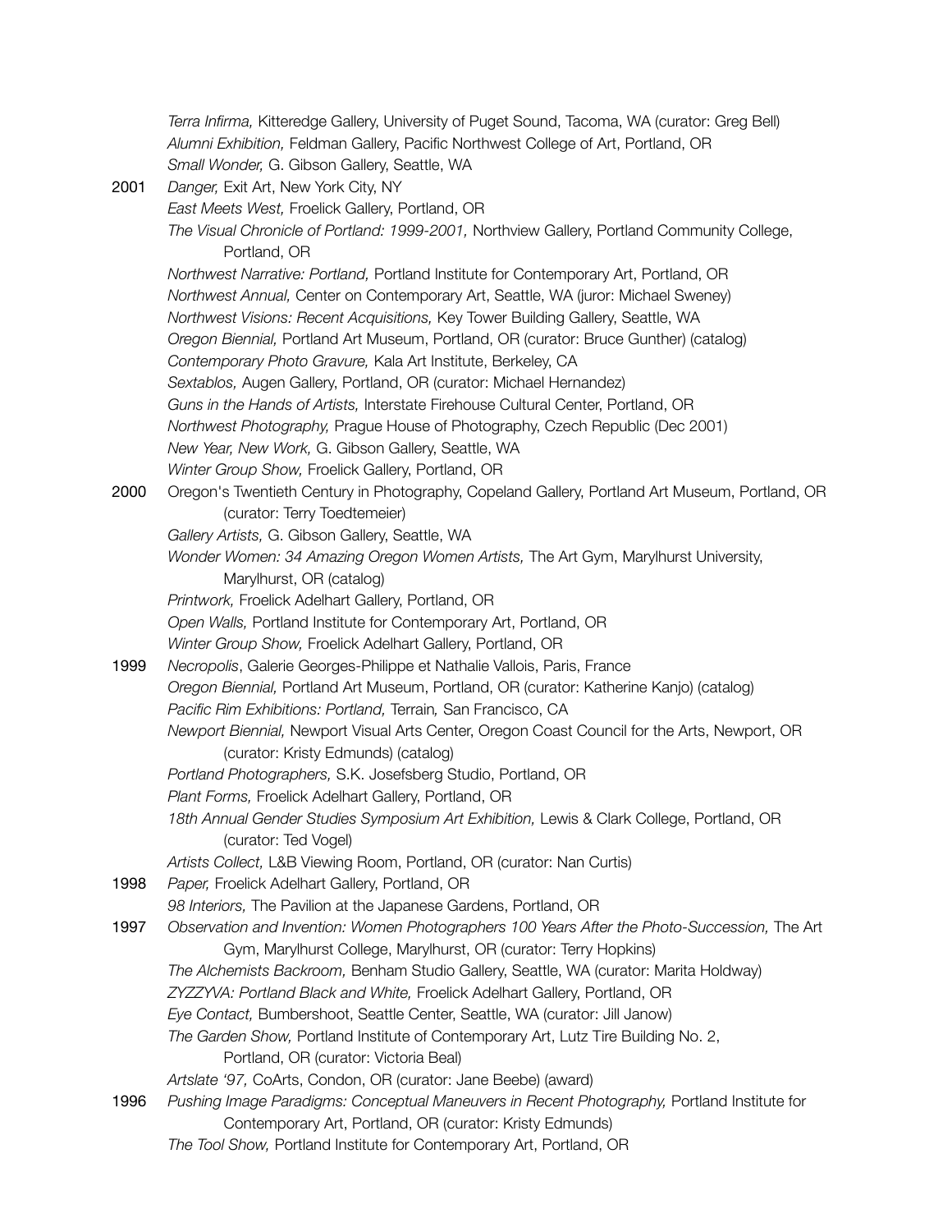*Terra Infirma,* Kitteredge Gallery, University of Puget Sound, Tacoma, WA (curator: Greg Bell)
*Alumni Exhibition,* Feldman Gallery, Pacific Northwest College of Art, Portland, OR
*Small Wonder,* G. Gibson Gallery, Seattle, WA

**2001**
*Danger,* Exit Art, New York City, NY
*East Meets West,* Froelick Gallery, Portland, OR
*The Visual Chronicle of Portland: 1999-2001,* Northview Gallery, Portland Community College, Portland, OR
*Northwest Narrative: Portland,* Portland Institute for Contemporary Art, Portland, OR
*Northwest Annual,* Center on Contemporary Art, Seattle, WA (juror: Michael Sweney)
*Northwest Visions: Recent Acquisitions,* Key Tower Building Gallery, Seattle, WA
*Oregon Biennial,* Portland Art Museum, Portland, OR (curator: Bruce Gunther) (catalog)
*Contemporary Photo Gravure,* Kala Art Institute, Berkeley, CA
*Sextablos,* Augen Gallery, Portland, OR (curator: Michael Hernandez)
*Guns in the Hands of Artists,* Interstate Firehouse Cultural Center, Portland, OR
*Northwest Photography,* Prague House of Photography, Czech Republic (Dec 2001)
*New Year, New Work,* G. Gibson Gallery, Seattle, WA
*Winter Group Show,* Froelick Gallery, Portland, OR

**2000**
Oregon's Twentieth Century in Photography, Copeland Gallery, Portland Art Museum, Portland, OR (curator: Terry Toedtemeier)
*Gallery Artists,* G. Gibson Gallery, Seattle, WA
*Wonder Women: 34 Amazing Oregon Women Artists,* The Art Gym, Marylhurst University, Marylhurst, OR (catalog)
*Printwork,* Froelick Adelhart Gallery, Portland, OR
*Open Walls,* Portland Institute for Contemporary Art, Portland, OR
*Winter Group Show,* Froelick Adelhart Gallery, Portland, OR

**1999**
*Necropolis*, Galerie Georges-Philippe et Nathalie Vallois, Paris, France
*Oregon Biennial,* Portland Art Museum, Portland, OR (curator: Katherine Kanjo) (catalog)
*Pacific Rim Exhibitions: Portland,* Terrain, San Francisco, CA
*Newport Biennial,* Newport Visual Arts Center, Oregon Coast Council for the Arts, Newport, OR (curator: Kristy Edmunds) (catalog)
*Portland Photographers,* S.K. Josefsberg Studio, Portland, OR
*Plant Forms,* Froelick Adelhart Gallery, Portland, OR
*18th Annual Gender Studies Symposium Art Exhibition,* Lewis & Clark College, Portland, OR (curator: Ted Vogel)
*Artists Collect,* L&B Viewing Room, Portland, OR (curator: Nan Curtis)

**1998**
*Paper,* Froelick Adelhart Gallery, Portland, OR
*98 Interiors,* The Pavilion at the Japanese Gardens, Portland, OR

**1997**
*Observation and Invention: Women Photographers 100 Years After the Photo-Succession,* The Art Gym, Marylhurst College, Marylhurst, OR (curator: Terry Hopkins)
*The Alchemists Backroom,* Benham Studio Gallery, Seattle, WA (curator: Marita Holdway)
*ZYZZYVA: Portland Black and White,* Froelick Adelhart Gallery, Portland, OR
*Eye Contact,* Bumbershoot, Seattle Center, Seattle, WA (curator: Jill Janow)
*The Garden Show,* Portland Institute of Contemporary Art, Lutz Tire Building No. 2, Portland, OR (curator: Victoria Beal)
*Artslate '97,* CoArts, Condon, OR (curator: Jane Beebe) (award)

**1996**
*Pushing Image Paradigms: Conceptual Maneuvers in Recent Photography,* Portland Institute for Contemporary Art, Portland, OR (curator: Kristy Edmunds)
*The Tool Show,* Portland Institute for Contemporary Art, Portland, OR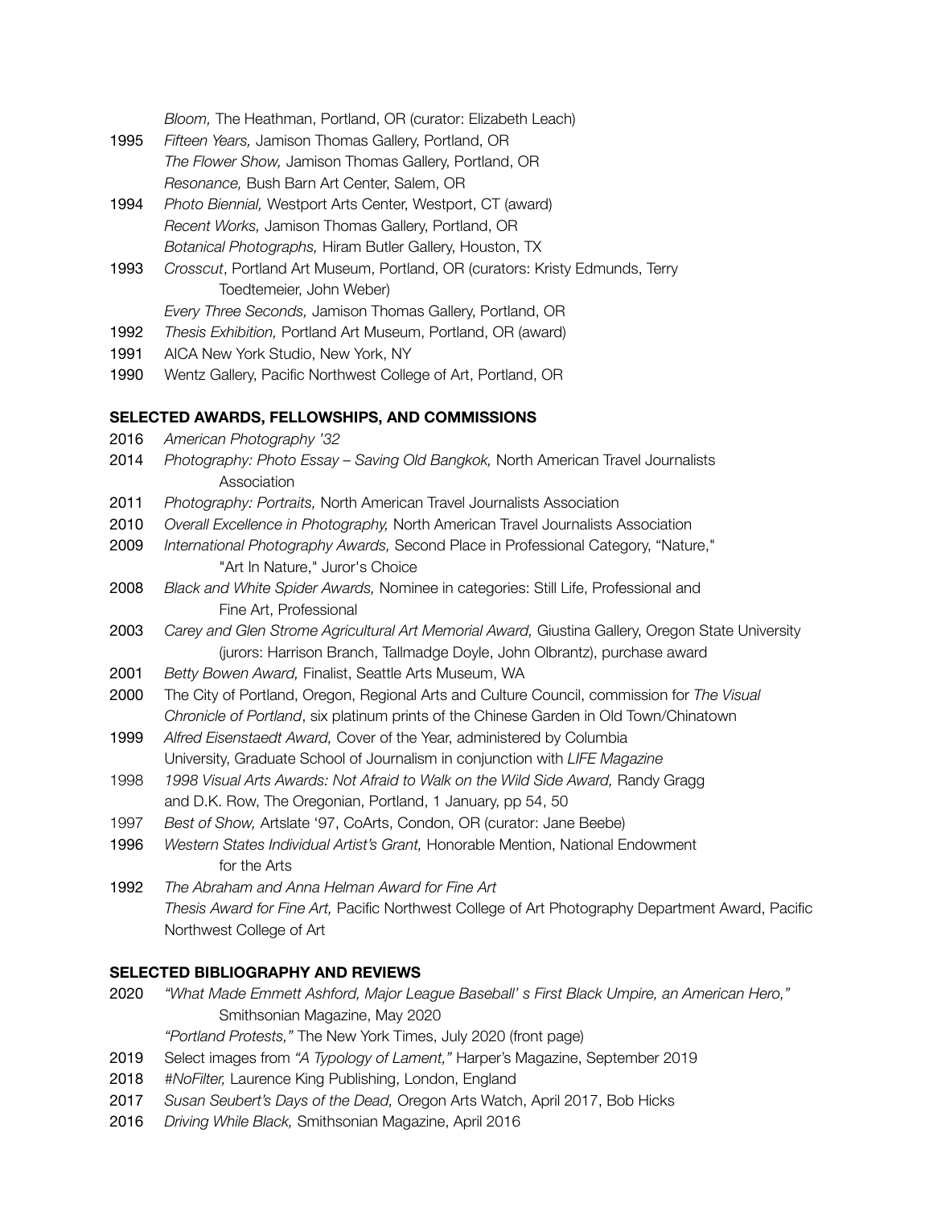*Bloom,* The Heathman, Portland, OR (curator: Elizabeth Leach)

1995 *Fifteen Years,* Jamison Thomas Gallery, Portland, OR
*The Flower Show,* Jamison Thomas Gallery, Portland, OR
*Resonance,* Bush Barn Art Center, Salem, OR

1994 *Photo Biennial,* Westport Arts Center, Westport, CT (award)
*Recent Works,* Jamison Thomas Gallery, Portland, OR
*Botanical Photographs,* Hiram Butler Gallery, Houston, TX

1993 *Crosscut*, Portland Art Museum, Portland, OR (curators: Kristy Edmunds, Terry Toedtemeier, John Weber)
*Every Three Seconds,* Jamison Thomas Gallery, Portland, OR

1992 *Thesis Exhibition,* Portland Art Museum, Portland, OR (award)

1991 AICA New York Studio, New York, NY

1990 Wentz Gallery, Pacific Northwest College of Art, Portland, OR

**SELECTED AWARDS, FELLOWSHIPS, AND COMMISSIONS**

2016 *American Photography '32*

2014 *Photography: Photo Essay – Saving Old Bangkok,* North American Travel Journalists Association

2011 *Photography: Portraits,* North American Travel Journalists Association

2010 *Overall Excellence in Photography,* North American Travel Journalists Association

2009 *International Photography Awards,* Second Place in Professional Category, "Nature," "Art In Nature," Juror's Choice

2008 *Black and White Spider Awards,* Nominee in categories: Still Life, Professional and Fine Art, Professional

2003 *Carey and Glen Strome Agricultural Art Memorial Award,* Giustina Gallery, Oregon State University (jurors: Harrison Branch, Tallmadge Doyle, John Olbrantz), purchase award

2001 *Betty Bowen Award,* Finalist, Seattle Arts Museum, WA

2000 The City of Portland, Oregon, Regional Arts and Culture Council, commission for *The Visual Chronicle of Portland*, six platinum prints of the Chinese Garden in Old Town/Chinatown

1999 *Alfred Eisenstaedt Award,* Cover of the Year, administered by Columbia University, Graduate School of Journalism in conjunction with *LIFE Magazine*

1998 *1998 Visual Arts Awards: Not Afraid to Walk on the Wild Side Award,* Randy Gragg and D.K. Row, The Oregonian, Portland, 1 January, pp 54, 50

1997 *Best of Show,* Artslate '97, CoArts, Condon, OR (curator: Jane Beebe)

1996 *Western States Individual Artist's Grant,* Honorable Mention, National Endowment for the Arts

1992 *The Abraham and Anna Helman Award for Fine Art*
*Thesis Award for Fine Art,* Pacific Northwest College of Art Photography Department Award, Pacific Northwest College of Art

**SELECTED BIBLIOGRAPHY AND REVIEWS**

2020 *"What Made Emmett Ashford, Major League Baseball' s First Black Umpire, an American Hero,"* Smithsonian Magazine, May 2020
*"Portland Protests,"* The New York Times, July 2020 (front page)

2019 Select images from *"A Typology of Lament,"* Harper's Magazine, September 2019

2018 *#NoFilter,* Laurence King Publishing, London, England

2017 *Susan Seubert's Days of the Dead,* Oregon Arts Watch, April 2017, Bob Hicks

2016 *Driving While Black,* Smithsonian Magazine, April 2016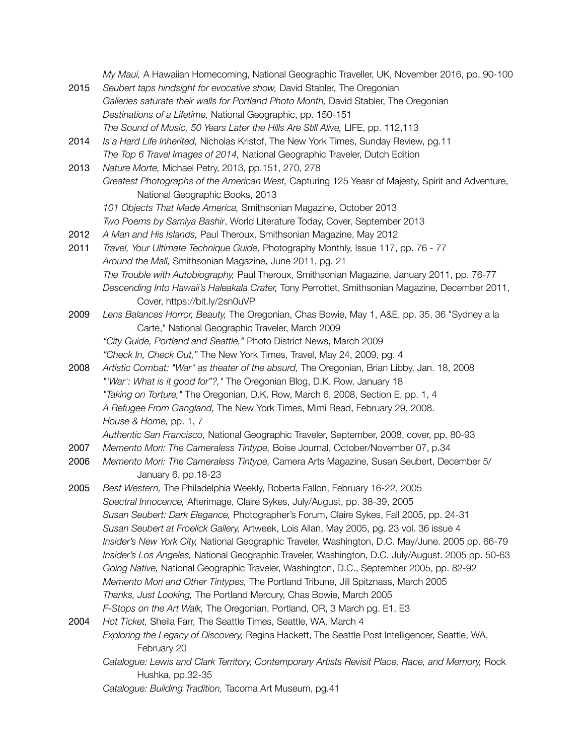*My Maui,* A Hawaiian Homecoming, National Geographic Traveller, UK, November 2016, pp. 90-100

2015 *Seubert taps hindsight for evocative show,* David Stabler, The Oregonian
*Galleries saturate their walls for Portland Photo Month,* David Stabler, The Oregonian
*Destinations of a Lifetime,* National Geographic, pp. 150-151
*The Sound of Music, 50 Years Later the Hills Are Still Alive,* LIFE, pp. 112,113

2014 *Is a Hard Life Inherited,* Nicholas Kristof, The New York Times, Sunday Review, pg.11
*The Top 6 Travel Images of 2014,* National Geographic Traveler, Dutch Edition

2013 *Nature Morte,* Michael Petry, 2013, pp.151, 270, 278
*Greatest Photographs of the American West,* Capturing 125 Yeasr of Majesty, Spirit and Adventure, National Geographic Books, 2013
*101 Objects That Made America,* Smithsonian Magazine, October 2013
*Two Poems by Samiya Bashir*, World Literature Today, Cover, September 2013

2012 *A Man and His Islands,* Paul Theroux, Smithsonian Magazine, May 2012

2011 *Travel, Your Ultimate Technique Guide,* Photography Monthly, Issue 117, pp. 76 - 77
*Around the Mall,* Smithsonian Magazine, June 2011, pg. 21
*The Trouble with Autobiography,* Paul Theroux, Smithsonian Magazine, January 2011, pp. 76-77
*Descending Into Hawaii's Haleakala Crater,* Tony Perrottet, Smithsonian Magazine, December 2011, Cover, https://bit.ly/2sn0uVP

2009 *Lens Balances Horror, Beauty,* The Oregonian, Chas Bowie, May 1, A&E, pp. 35, 36 "Sydney a la Carte," National Geographic Traveler, March 2009
*"City Guide, Portland and Seattle,"* Photo District News, March 2009
*"Check In, Check Out,"* The New York Times, Travel, May 24, 2009, pg. 4

2008 *Artistic Combat: "War" as theater of the absurd,* The Oregonian, Brian Libby, Jan. 18, 2008
*"'War': What is it good for"?,"* The Oregonian Blog, D.K. Row, January 18
*"Taking on Torture,"* The Oregonian, D.K. Row, March 6, 2008, Section E, pp. 1, 4
*A Refugee From Gangland,* The New York Times, Mimi Read, February 29, 2008.
*House & Home,* pp. 1, 7
*Authentic San Francisco,* National Geographic Traveler, September, 2008, cover, pp. 80-93

2007 *Memento Mori: The Cameraless Tintype,* Boise Journal, October/November 07, p.34

2006 *Memento Mori: The Cameraless Tintype,* Camera Arts Magazine, Susan Seubert, December 5/ January 6, pp.18-23

2005 *Best Western,* The Philadelphia Weekly, Roberta Fallon, February 16-22, 2005
*Spectral Innocence,* Afterimage, Claire Sykes, July/August, pp. 38-39, 2005
*Susan Seubert: Dark Elegance,* Photographer's Forum, Claire Sykes, Fall 2005, pp. 24-31
*Susan Seubert at Froelick Gallery,* Artweek, Lois Allan, May 2005, pg. 23 vol. 36 issue 4
*Insider's New York City,* National Geographic Traveler, Washington, D.C. May/June. 2005 pp. 66-79
*Insider's Los Angeles,* National Geographic Traveler, Washington, D.C. July/August. 2005 pp. 50-63
*Going Native,* National Geographic Traveler, Washington, D.C., September 2005, pp. 82-92
*Memento Mori and Other Tintypes,* The Portland Tribune, Jill Spitznass, March 2005
*Thanks, Just Looking,* The Portland Mercury, Chas Bowie, March 2005
*F-Stops on the Art Walk,* The Oregonian, Portland, OR, 3 March pg. E1, E3

2004 *Hot Ticket,* Sheila Farr, The Seattle Times, Seattle, WA, March 4
*Exploring the Legacy of Discovery,* Regina Hackett, The Seattle Post Intelligencer, Seattle, WA, February 20
*Catalogue: Lewis and Clark Territory, Contemporary Artists Revisit Place, Race, and Memory,* Rock Hushka, pp.32-35
*Catalogue: Building Tradition,* Tacoma Art Museum, pg.41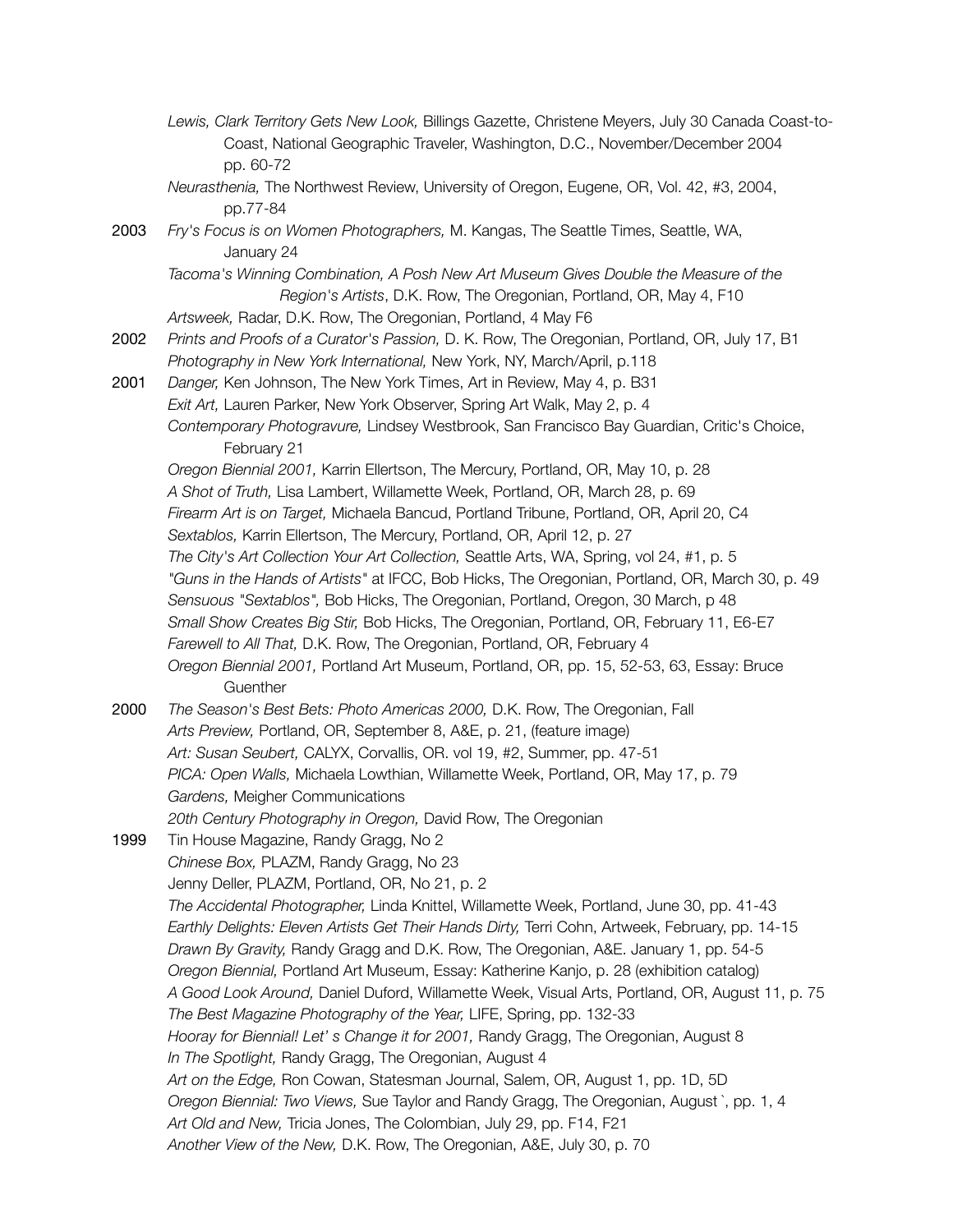*Lewis, Clark Territory Gets New Look,* Billings Gazette, Christene Meyers, July 30 Canada Coast-to-Coast, National Geographic Traveler, Washington, D.C., November/December 2004 pp. 60-72

*Neurasthenia,* The Northwest Review, University of Oregon, Eugene, OR, Vol. 42, #3, 2004, pp.77-84

**2003** *Fry's Focus is on Women Photographers,* M. Kangas, The Seattle Times, Seattle, WA, January 24

*Tacoma's Winning Combination, A Posh New Art Museum Gives Double the Measure of the Region's Artists*, D.K. Row, The Oregonian, Portland, OR, May 4, F10

*Artsweek,* Radar, D.K. Row, The Oregonian, Portland, 4 May F6

**2002** *Prints and Proofs of a Curator's Passion,* D. K. Row, The Oregonian, Portland, OR, July 17, B1

*Photography in New York International,* New York, NY, March/April, p.118

**2001** *Danger,* Ken Johnson, The New York Times, Art in Review, May 4, p. B31

*Exit Art,* Lauren Parker, New York Observer, Spring Art Walk, May 2, p. 4

*Contemporary Photogravure,* Lindsey Westbrook, San Francisco Bay Guardian, Critic's Choice, February 21

*Oregon Biennial 2001,* Karrin Ellertson, The Mercury, Portland, OR, May 10, p. 28

*A Shot of Truth,* Lisa Lambert, Willamette Week, Portland, OR, March 28, p. 69

*Firearm Art is on Target,* Michaela Bancud, Portland Tribune, Portland, OR, April 20, C4

*Sextablos,* Karrin Ellertson, The Mercury, Portland, OR, April 12, p. 27

*The City's Art Collection Your Art Collection,* Seattle Arts, Seattle, WA, Spring, vol 24, #1, p. 5

*"Guns in the Hands of Artists"* at IFCC, Bob Hicks, The Oregonian, Portland, OR, March 30, p. 49

*Sensuous "Sextablos",* Bob Hicks, The Oregonian, Portland, Oregon, 30 March, p 48

*Small Show Creates Big Stir,* Bob Hicks, The Oregonian, Portland, OR, February 11, E6-E7

*Farewell to All That,* D.K. Row, The Oregonian, Portland, OR, February 4

*Oregon Biennial 2001,* Portland Art Museum, Portland, OR, pp. 15, 52-53, 63, Essay: Bruce Guenther

**2000** *The Season's Best Bets: Photo Americas 2000,* D.K. Row, The Oregonian, Fall

*Arts Preview,* Portland, OR, September 8, A&E, p. 21, (feature image)

*Art: Susan Seubert,* CALYX, Corvallis, OR. vol 19, #2, Summer, pp. 47-51

*PICA: Open Walls,* Michaela Lowthian, Willamette Week, Portland, OR, May 17, p. 79

*Gardens,* Meigher Communications

*20th Century Photography in Oregon,* David Row, The Oregonian

**1999** Tin House Magazine, Randy Gragg, No 2

*Chinese Box,* PLAZM, Randy Gragg, No 23

Jenny Deller, PLAZM, Portland, OR, No 21, p. 2

*The Accidental Photographer,* Linda Knittel, Willamette Week, Portland, June 30, pp. 41-43

*Earthly Delights: Eleven Artists Get Their Hands Dirty,* Terri Cohn, Artweek, February, pp. 14-15

*Drawn By Gravity,* Randy Gragg and D.K. Row, The Oregonian, A&E. January 1, pp. 54-5

*Oregon Biennial,* Portland Art Museum, Essay: Katherine Kanjo, p. 28 (exhibition catalog)

*A Good Look Around,* Daniel Duford, Willamette Week, Visual Arts, Portland, OR, August 11, p. 75

*The Best Magazine Photography of the Year,* LIFE, Spring, pp. 132-33

*Hooray for Biennial! Let' s Change it for 2001,* Randy Gragg, The Oregonian, August 8

*In The Spotlight,* Randy Gragg, The Oregonian, August 4

*Art on the Edge,* Ron Cowan, Statesman Journal, Salem, OR, August 1, pp. 1D, 5D

*Oregon Biennial: Two Views,* Sue Taylor and Randy Gragg, The Oregonian, August `, pp. 1, 4

*Art Old and New,* Tricia Jones, The Colombian, July 29, pp. F14, F21

*Another View of the New,* D.K. Row, The Oregonian, A&E, July 30, p. 70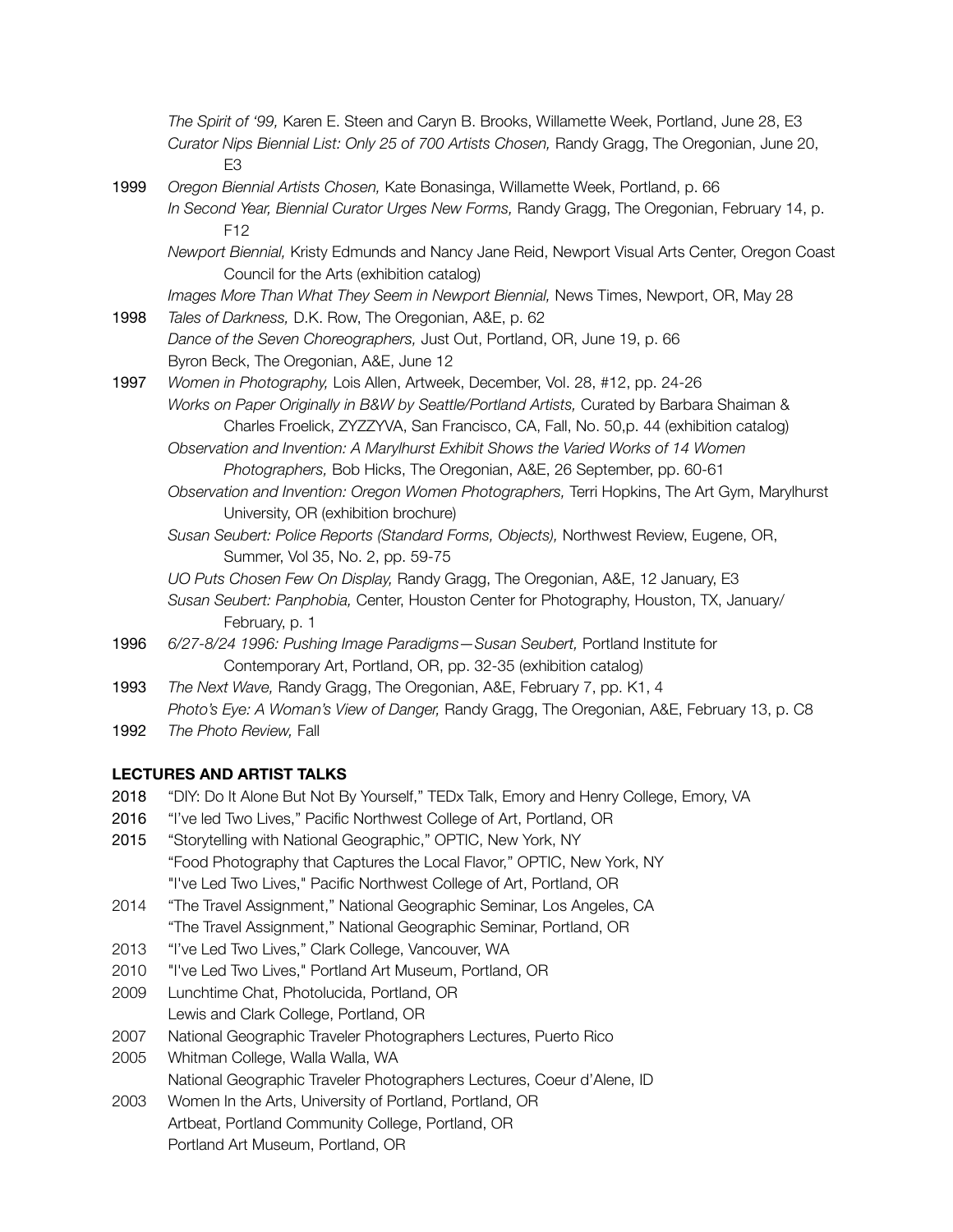*The Spirit of '99,* Karen E. Steen and Caryn B. Brooks, Willamette Week, Portland, June 28, E3

*Curator Nips Biennial List: Only 25 of 700 Artists Chosen,* Randy Gragg, The Oregonian, June 20, E3

**1999** *Oregon Biennial Artists Chosen,* Kate Bonasinga, Willamette Week, Portland, p. 66

*In Second Year, Biennial Curator Urges New Forms,* Randy Gragg, The Oregonian, February 14, p. F12

*Newport Biennial,* Kristy Edmunds and Nancy Jane Reid, Newport Visual Arts Center, Oregon Coast Council for the Arts (exhibition catalog)

*Images More Than What They Seem in Newport Biennial,* News Times, Newport, OR, May 28

**1998** *Tales of Darkness,* D.K. Row, The Oregonian, A&E, p. 62

*Dance of the Seven Choreographers,* Just Out, Portland, OR, June 19, p. 66

Byron Beck, The Oregonian, A&E, June 12

**1997** *Women in Photography,* Lois Allen, Artweek, December, Vol. 28, #12, pp. 24-26

*Works on Paper Originally in B&W by Seattle/Portland Artists,* Curated by Barbara Shaiman & Charles Froelick, ZYZZYVA, San Francisco, CA, Fall, No. 50,p. 44 (exhibition catalog)

*Observation and Invention: A Marylhurst Exhibit Shows the Varied Works of 14 Women Photographers,* Bob Hicks, The Oregonian, A&E, 26 September, pp. 60-61

*Observation and Invention: Oregon Women Photographers,* Terri Hopkins, The Art Gym, Marylhurst University, OR (exhibition brochure)

*Susan Seubert: Police Reports (Standard Forms, Objects),* Northwest Review, Eugene, OR, Summer, Vol 35, No. 2, pp. 59-75

*UO Puts Chosen Few On Display,* Randy Gragg, The Oregonian, A&E, 12 January, E3

*Susan Seubert: Panphobia,* Center, Houston Center for Photography, Houston, TX, January/February, p. 1

**1996** *6/27-8/24 1996: Pushing Image Paradigms—Susan Seubert,* Portland Institute for Contemporary Art, Portland, OR, pp. 32-35 (exhibition catalog)

**1993** *The Next Wave,* Randy Gragg, The Oregonian, A&E, February 7, pp. K1, 4

*Photo's Eye: A Woman's View of Danger,* Randy Gragg, The Oregonian, A&E, February 13, p. C8

**1992** *The Photo Review,* Fall

## LECTURES AND ARTIST TALKS

**2018** "DIY: Do It Alone But Not By Yourself," TEDx Talk, Emory and Henry College, Emory, VA

**2016** "I've led Two Lives," Pacific Northwest College of Art, Portland, OR

**2015** "Storytelling with National Geographic," OPTIC, New York, NY

"Food Photography that Captures the Local Flavor," OPTIC, New York, NY

"I've Led Two Lives," Pacific Northwest College of Art, Portland, OR

2014 "The Travel Assignment," National Geographic Seminar, Los Angeles, CA

"The Travel Assignment," National Geographic Seminar, Portland, OR

2013 "I've Led Two Lives," Clark College, Vancouver, WA

2010 "I've Led Two Lives," Portland Art Museum, Portland, OR

2009 Lunchtime Chat, Photolucida, Portland, OR

Lewis and Clark College, Portland, OR

2007 National Geographic Traveler Photographers Lectures, Puerto Rico

2005 Whitman College, Walla Walla, WA

National Geographic Traveler Photographers Lectures, Coeur d'Alene, ID

2003 Women In the Arts, University of Portland, Portland, OR

Artbeat, Portland Community College, Portland, OR

Portland Art Museum, Portland, OR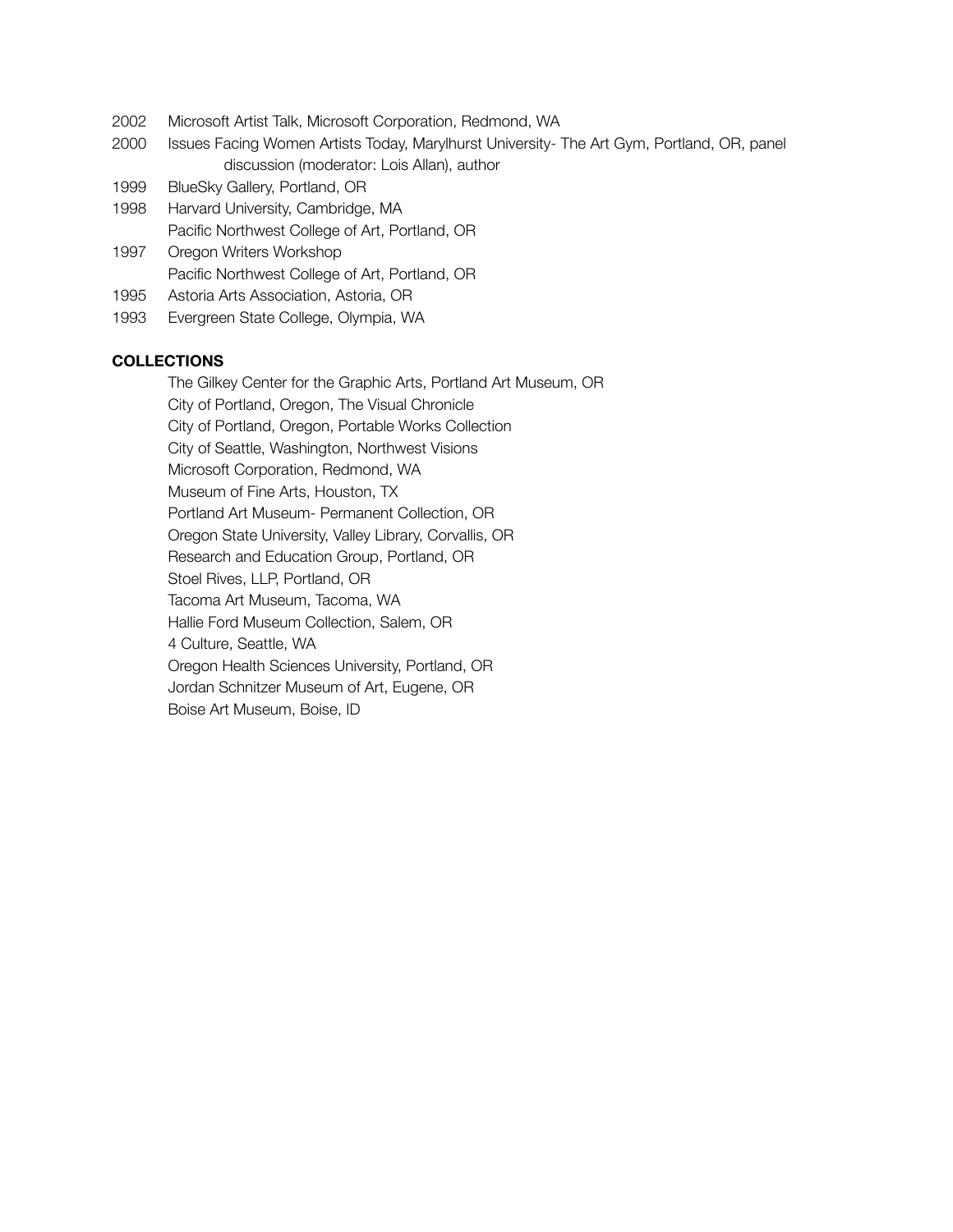2002 Microsoft Artist Talk, Microsoft Corporation, Redmond, WA

2000 Issues Facing Women Artists Today, Marylhurst University- The Art Gym, Portland, OR, panel discussion (moderator: Lois Allan), author

1999 BlueSky Gallery, Portland, OR

1998 Harvard University, Cambridge, MA
Pacific Northwest College of Art, Portland, OR

1997 Oregon Writers Workshop
Pacific Northwest College of Art, Portland, OR

1995 Astoria Arts Association, Astoria, OR

1993 Evergreen State College, Olympia, WA

**COLLECTIONS**

The Gilkey Center for the Graphic Arts, Portland Art Museum, OR
City of Portland, Oregon, The Visual Chronicle
City of Portland, Oregon, Portable Works Collection
City of Seattle, Washington, Northwest Visions
Microsoft Corporation, Redmond, WA
Museum of Fine Arts, Houston, TX
Portland Art Museum- Permanent Collection, OR
Oregon State University, Valley Library, Corvallis, OR
Research and Education Group, Portland, OR
Stoel Rives, LLP, Portland, OR
Tacoma Art Museum, Tacoma, WA
Hallie Ford Museum Collection, Salem, OR
4 Culture, Seattle, WA
Oregon Health Sciences University, Portland, OR
Jordan Schnitzer Museum of Art, Eugene, OR
Boise Art Museum, Boise, ID